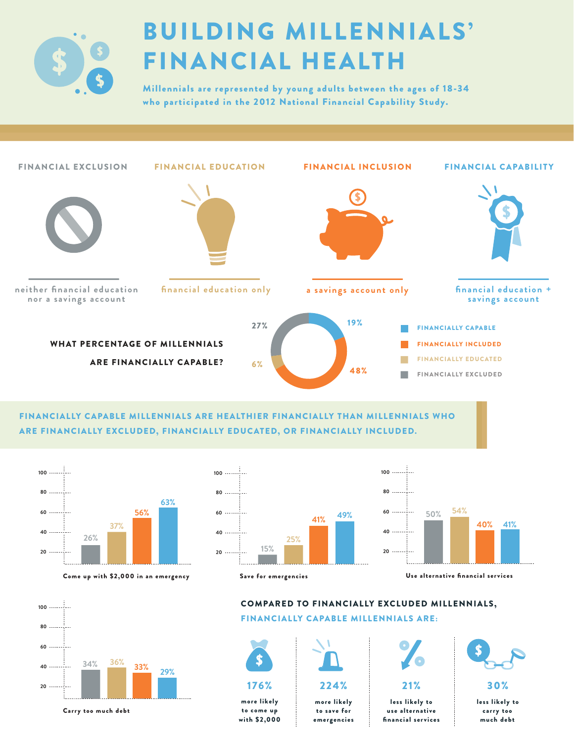# BUILDING MILLENNIALS' FINANCIAL HEALTH

**Millennials are represented by young adults between the ages of 18-34 who participated in the 2012 National Financial Capability Study.**

## FINANCIAL EXCLUSION

neither financial education nor a savings account

## FINANCIAL EDUCATION

financial education only

## FINANCIAL INCLUSION

a savings account only

## FINANCIAL CAPABILITY

financial education + savings account

### WHAT PERCENTAGE OF MILLENNIALS ARE FINANCIALLY CAPABLE?

| Category | Percentage |
| --- | --- |
| FINANCIALLY CAPABLE | 19% |
| FINANCIALLY INCLUDED | 48% |
| FINANCIALLY EDUCATED | 6% |
| FINANCIALLY EXCLUDED | 27% |

## FINANCIALLY CAPABLE MILLENNIALS ARE HEALTHIER FINANCIALLY THAN MILLENNIALS WHO ARE FINANCIALLY EXCLUDED, FINANCIALLY EDUCATED, OR FINANCIALLY INCLUDED.

| | Financially Excluded | Financially Educated | Financially Included | Financially Capable |
| --- | --- | --- | --- | --- |
| Come up with $2,000 in an emergency | 26% | 37% | 56% | 63% |
| Save for emergencies | 15% | 25% | 41% | 49% |
| Use alternative financial services | 50% | 54% | 40% | 41% |
| Carry too much debt | 34% | 36% | 33% | 29% |

## COMPARED TO FINANCIALLY EXCLUDED MILLENNIALS, FINANCIALLY CAPABLE MILLENNIALS ARE:

- **176%** more likely to come up with $2,000
- **224%** more likely to save for emergencies
- **21%** less likely to use alternative financial services
- **30%** less likely to carry too much debt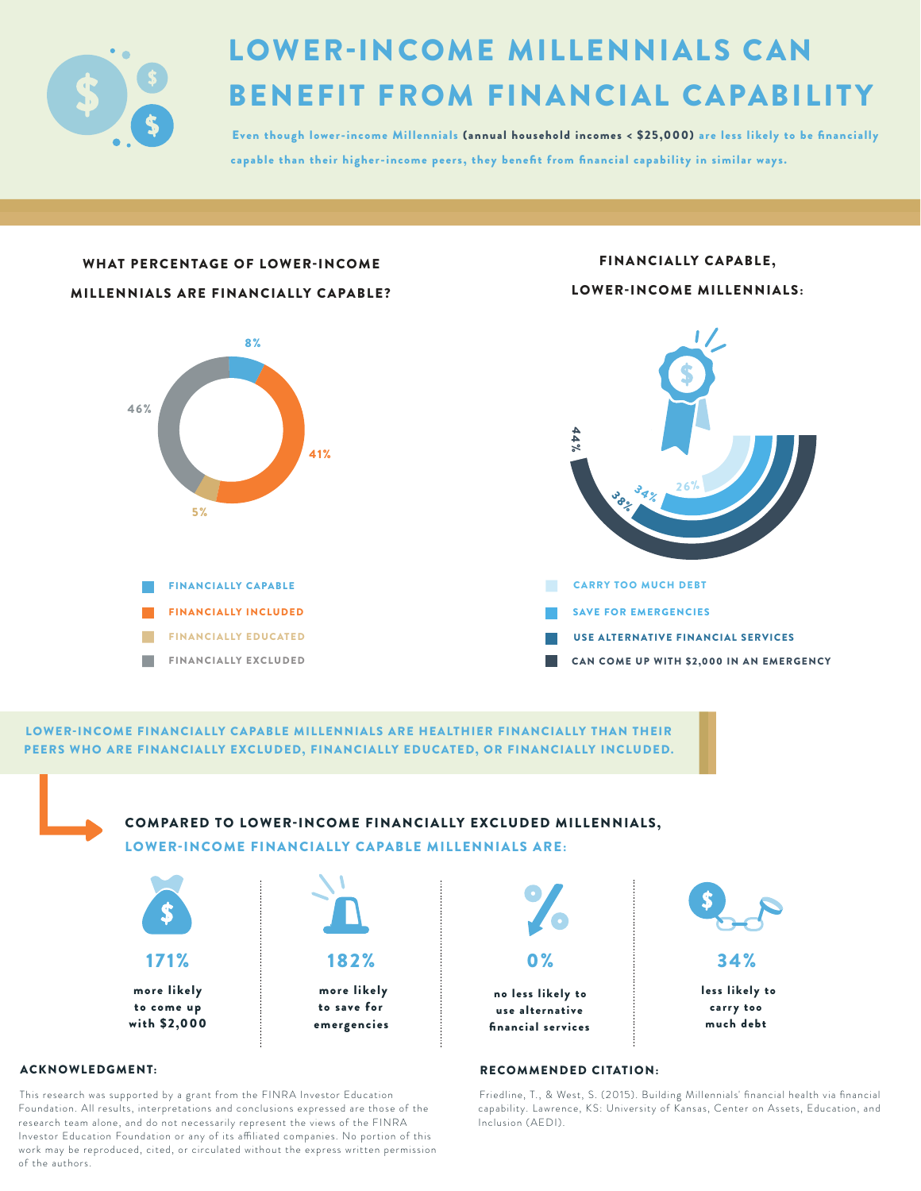# LOWER-INCOME MILLENNIALS CAN BENEFIT FROM FINANCIAL CAPABILITY

Even though lower-income Millennials **(annual household incomes < $25,000)** are less likely to be financially capable than their higher-income peers, they benefit from financial capability in similar ways.

## WHAT PERCENTAGE OF LOWER-INCOME MILLENNIALS ARE FINANCIALLY CAPABLE?

8%

41%

5%

46%

- FINANCIALLY CAPABLE
- FINANCIALLY INCLUDED
- FINANCIALLY EDUCATED
- FINANCIALLY EXCLUDED

## FINANCIALLY CAPABLE, LOWER-INCOME MILLENNIALS:

44%

38%

34%

26%

- CARRY TOO MUCH DEBT
- SAVE FOR EMERGENCIES
- USE ALTERNATIVE FINANCIAL SERVICES
- CAN COME UP WITH $2,000 IN AN EMERGENCY

**LOWER-INCOME FINANCIALLY CAPABLE MILLENNIALS ARE HEALTHIER FINANCIALLY THAN THEIR PEERS WHO ARE FINANCIALLY EXCLUDED, FINANCIALLY EDUCATED, OR FINANCIALLY INCLUDED.**

## COMPARED TO LOWER-INCOME FINANCIALLY EXCLUDED MILLENNIALS, LOWER-INCOME FINANCIALLY CAPABLE MILLENNIALS ARE:

**171%**
more likely to come up with $2,000

**182%**
more likely to save for emergencies

**0%**
no less likely to use alternative financial services

**34%**
less likely to carry too much debt

### ACKNOWLEDGMENT:

This research was supported by a grant from the FINRA Investor Education Foundation. All results, interpretations and conclusions expressed are those of the research team alone, and do not necessarily represent the views of the FINRA Investor Education Foundation or any of its affiliated companies. No portion of this work may be reproduced, cited, or circulated without the express written permission of the authors.

### RECOMMENDED CITATION:

Friedline, T., & West, S. (2015). Building Millennials' financial health via financial capability. Lawrence, KS: University of Kansas, Center on Assets, Education, and Inclusion (AEDI).